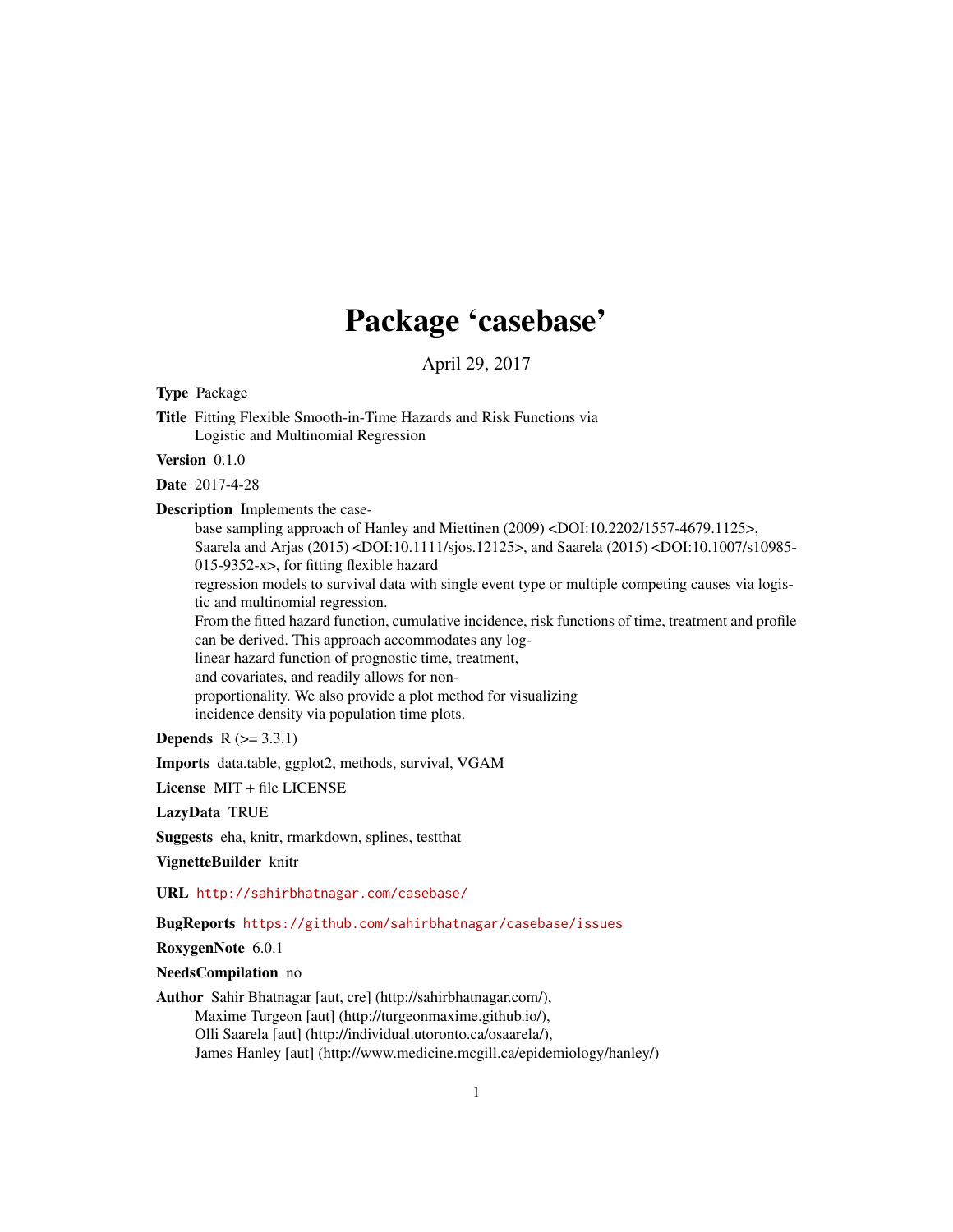# Package 'casebase'

April 29, 2017

**Type** Package

**Title** Fitting Flexible Smooth-in-Time Hazards and Risk Functions via Logistic and Multinomial Regression

**Version** 0.1.0

**Date** 2017-4-28

**Description** Implements the case-base sampling approach of Hanley and Miettinen (2009) <DOI:10.2202/1557-4679.1125>, Saarela and Arjas (2015) <DOI:10.1111/sjos.12125>, and Saarela (2015) <DOI:10.1007/s10985-015-9352-x>, for fitting flexible hazard regression models to survival data with single event type or multiple competing causes via logistic and multinomial regression.
From the fitted hazard function, cumulative incidence, risk functions of time, treatment and profile can be derived. This approach accommodates any log-linear hazard function of prognostic time, treatment, and covariates, and readily allows for non-proportionality. We also provide a plot method for visualizing incidence density via population time plots.

**Depends** R (>= 3.3.1)

**Imports** data.table, ggplot2, methods, survival, VGAM

**License** MIT + file LICENSE

**LazyData** TRUE

**Suggests** eha, knitr, rmarkdown, splines, testthat

**VignetteBuilder** knitr

**URL** http://sahirbhatnagar.com/casebase/

**BugReports** https://github.com/sahirbhatnagar/casebase/issues

**RoxygenNote** 6.0.1

**NeedsCompilation** no

**Author** Sahir Bhatnagar [aut, cre] (http://sahirbhatnagar.com/),
Maxime Turgeon [aut] (http://turgeonmaxime.github.io/),
Olli Saarela [aut] (http://individual.utoronto.ca/osaarela/),
James Hanley [aut] (http://www.medicine.mcgill.ca/epidemiology/hanley/)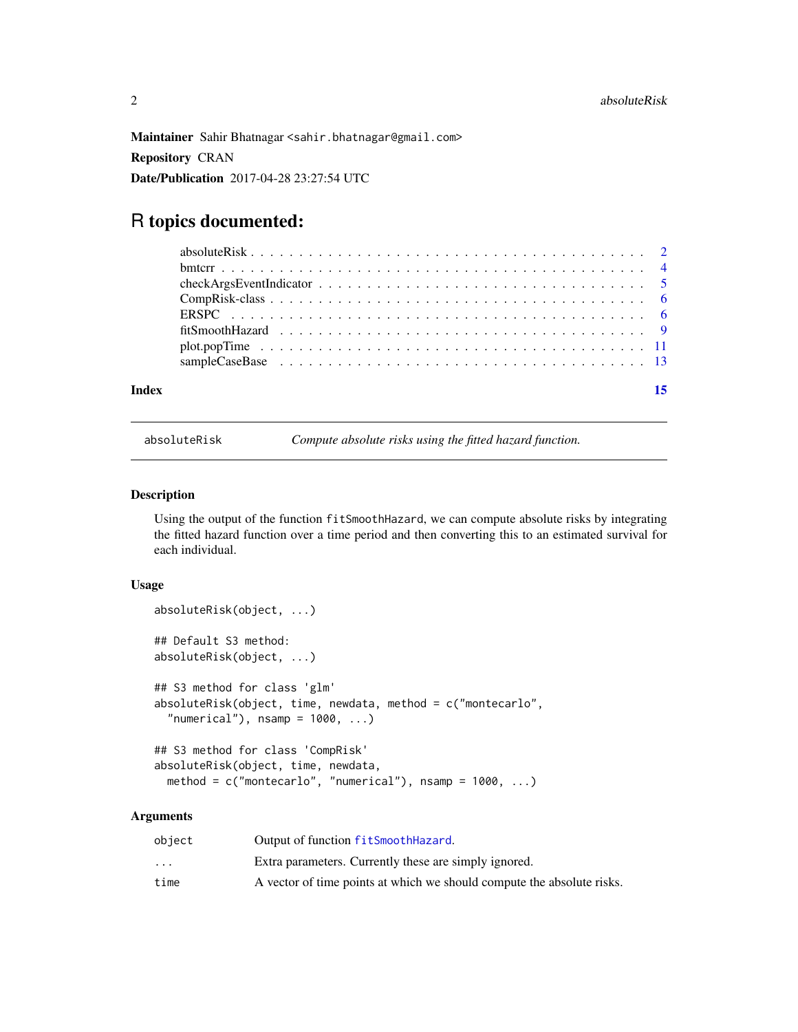**Maintainer** Sahir Bhatnagar <sahir.bhatnagar@gmail.com>

**Repository** CRAN

**Date/Publication** 2017-04-28 23:27:54 UTC

# R topics documented:

| | |
|---|---|
| absoluteRisk | 2 |
| bmtcrr | 4 |
| checkArgsEventIndicator | 5 |
| CompRisk-class | 6 |
| ERSPC | 6 |
| fitSmoothHazard | 9 |
| plot.popTime | 11 |
| sampleCaseBase | 13 |
| **Index** | **15** |

---

`absoluteRisk` *Compute absolute risks using the fitted hazard function.*

---

### Description

Using the output of the function `fitSmoothHazard`, we can compute absolute risks by integrating the fitted hazard function over a time period and then converting this to an estimated survival for each individual.

### Usage

```
absoluteRisk(object, ...)

## Default S3 method:
absoluteRisk(object, ...)

## S3 method for class 'glm'
absoluteRisk(object, time, newdata, method = c("montecarlo",
  "numerical"), nsamp = 1000, ...)

## S3 method for class 'CompRisk'
absoluteRisk(object, time, newdata,
  method = c("montecarlo", "numerical"), nsamp = 1000, ...)
```

### Arguments

| | |
|---|---|
| `object` | Output of function `fitSmoothHazard`. |
| `...` | Extra parameters. Currently these are simply ignored. |
| `time` | A vector of time points at which we should compute the absolute risks. |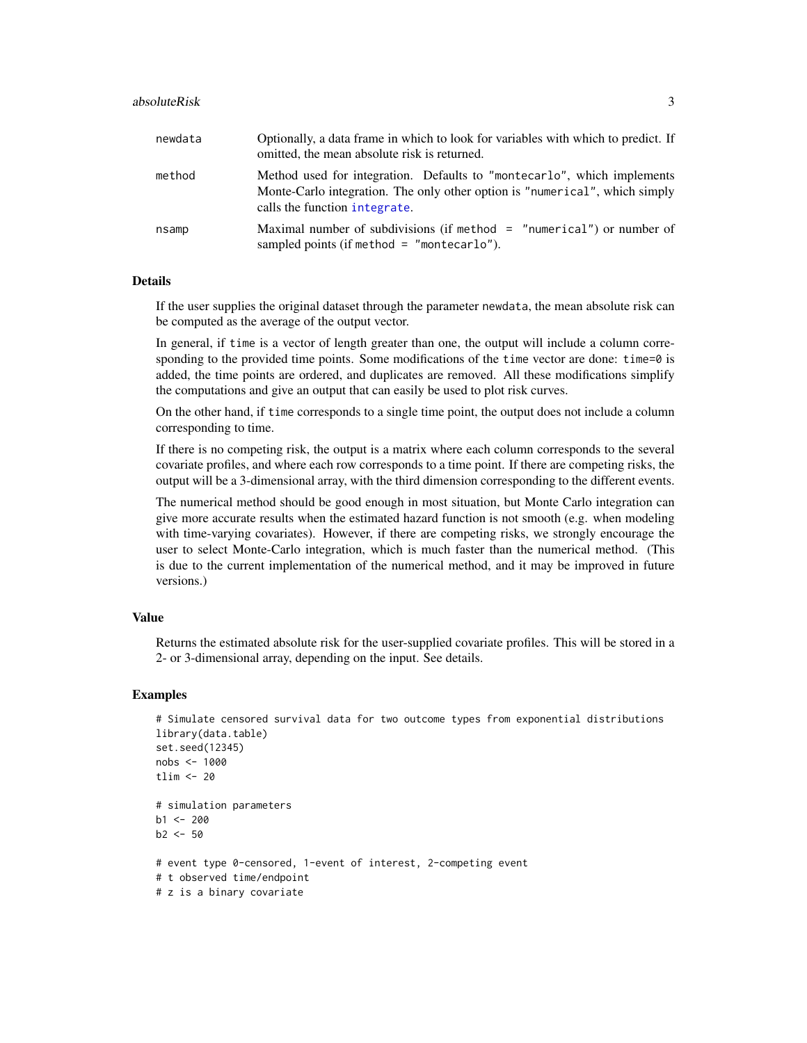| | |
|---|---|
| newdata | Optionally, a data frame in which to look for variables with which to predict. If omitted, the mean absolute risk is returned. |
| method | Method used for integration. Defaults to "montecarlo", which implements Monte-Carlo integration. The only other option is "numerical", which simply calls the function `integrate`. |
| nsamp | Maximal number of subdivisions (if method = "numerical") or number of sampled points (if method = "montecarlo"). |

## Details

If the user supplies the original dataset through the parameter newdata, the mean absolute risk can be computed as the average of the output vector.

In general, if time is a vector of length greater than one, the output will include a column corresponding to the provided time points. Some modifications of the time vector are done: time=0 is added, the time points are ordered, and duplicates are removed. All these modifications simplify the computations and give an output that can easily be used to plot risk curves.

On the other hand, if time corresponds to a single time point, the output does not include a column corresponding to time.

If there is no competing risk, the output is a matrix where each column corresponds to the several covariate profiles, and where each row corresponds to a time point. If there are competing risks, the output will be a 3-dimensional array, with the third dimension corresponding to the different events.

The numerical method should be good enough in most situation, but Monte Carlo integration can give more accurate results when the estimated hazard function is not smooth (e.g. when modeling with time-varying covariates). However, if there are competing risks, we strongly encourage the user to select Monte-Carlo integration, which is much faster than the numerical method. (This is due to the current implementation of the numerical method, and it may be improved in future versions.)

## Value

Returns the estimated absolute risk for the user-supplied covariate profiles. This will be stored in a 2- or 3-dimensional array, depending on the input. See details.

## Examples

```
# Simulate censored survival data for two outcome types from exponential distributions
library(data.table)
set.seed(12345)
nobs <- 1000
tlim <- 20

# simulation parameters
b1 <- 200
b2 <- 50

# event type 0-censored, 1-event of interest, 2-competing event
# t observed time/endpoint
# z is a binary covariate
```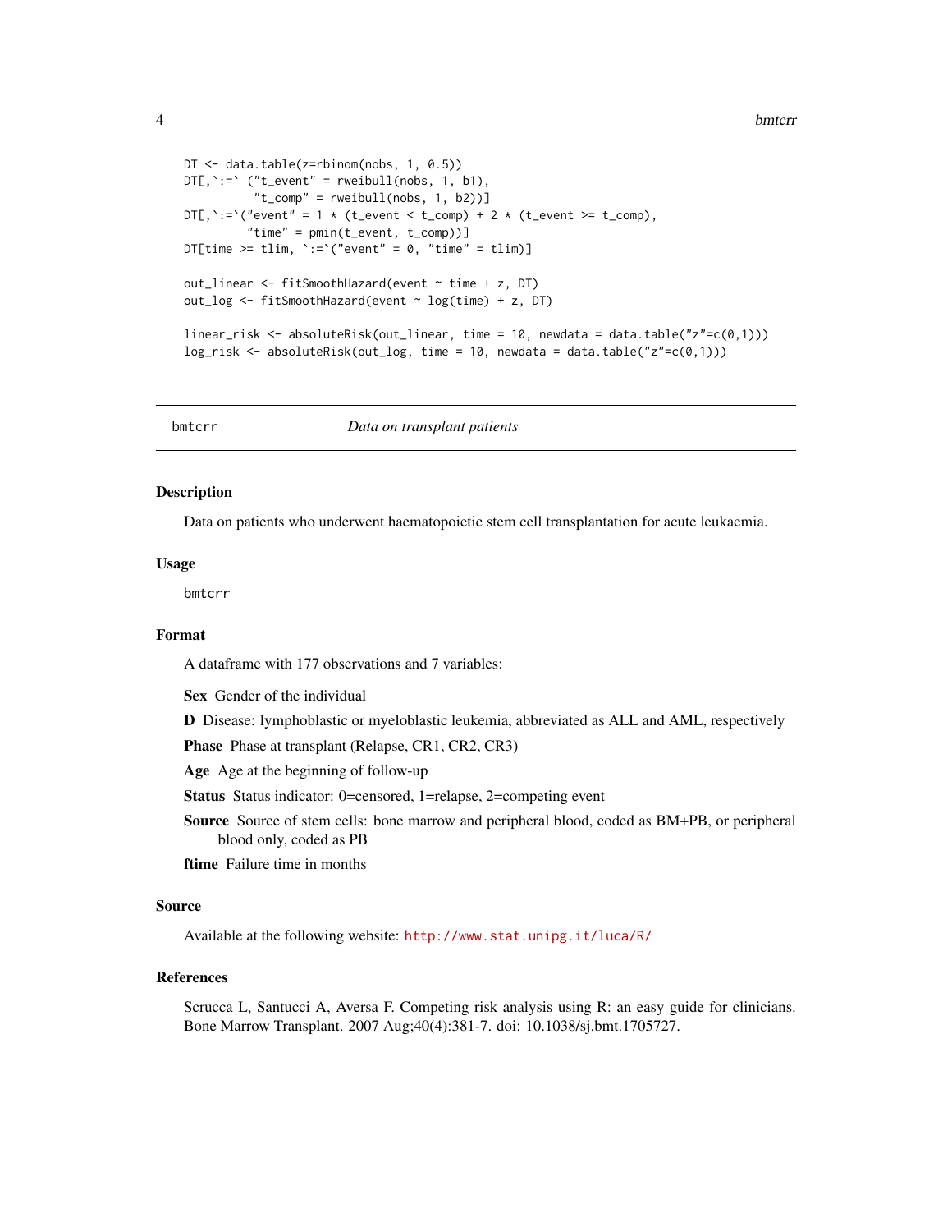```
DT <- data.table(z=rbinom(nobs, 1, 0.5))
DT[,`:=` ("t_event" = rweibull(nobs, 1, b1),
          "t_comp" = rweibull(nobs, 1, b2))]
DT[,`:=`("event" = 1 * (t_event < t_comp) + 2 * (t_event >= t_comp),
         "time" = pmin(t_event, t_comp))]
DT[time >= tlim, `:=`("event" = 0, "time" = tlim)]

out_linear <- fitSmoothHazard(event ~ time + z, DT)
out_log <- fitSmoothHazard(event ~ log(time) + z, DT)

linear_risk <- absoluteRisk(out_linear, time = 10, newdata = data.table("z"=c(0,1)))
log_risk <- absoluteRisk(out_log, time = 10, newdata = data.table("z"=c(0,1)))
```

---

## bmtcrr — *Data on transplant patients*

### Description

Data on patients who underwent haematopoietic stem cell transplantation for acute leukaemia.

### Usage

```
bmtcrr
```

### Format

A dataframe with 177 observations and 7 variables:

- **Sex** Gender of the individual
- **D** Disease: lymphoblastic or myeloblastic leukemia, abbreviated as ALL and AML, respectively
- **Phase** Phase at transplant (Relapse, CR1, CR2, CR3)
- **Age** Age at the beginning of follow-up
- **Status** Status indicator: 0=censored, 1=relapse, 2=competing event
- **Source** Source of stem cells: bone marrow and peripheral blood, coded as BM+PB, or peripheral blood only, coded as PB
- **ftime** Failure time in months

### Source

Available at the following website: http://www.stat.unipg.it/luca/R/

### References

Scrucca L, Santucci A, Aversa F. Competing risk analysis using R: an easy guide for clinicians. Bone Marrow Transplant. 2007 Aug;40(4):381-7. doi: 10.1038/sj.bmt.1705727.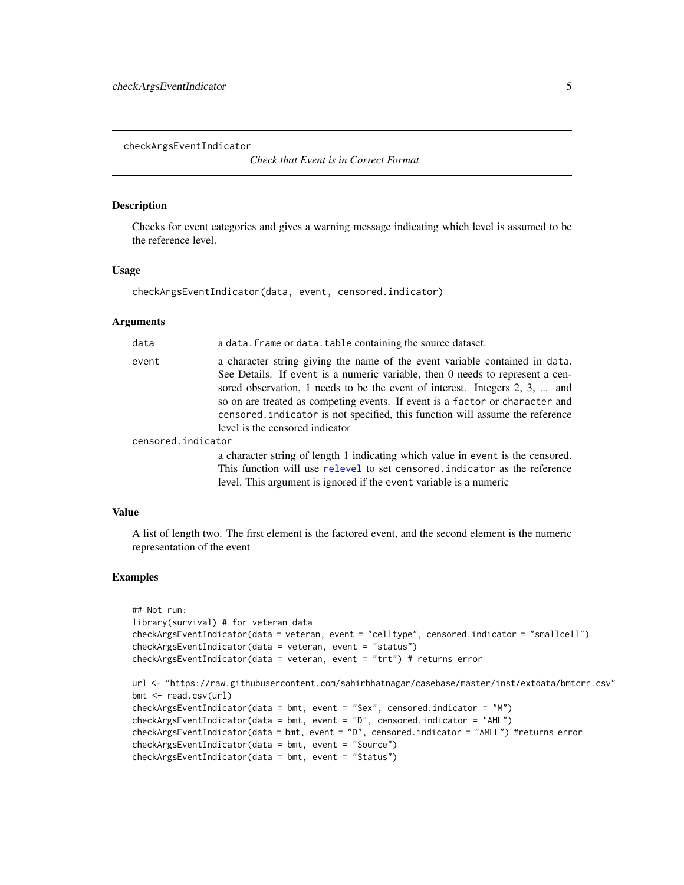`checkArgsEventIndicator` — *Check that Event is in Correct Format*

## Description

Checks for event categories and gives a warning message indicating which level is assumed to be the reference level.

## Usage

```
checkArgsEventIndicator(data, event, censored.indicator)
```

## Arguments

| | |
|---|---|
| `data` | a `data.frame` or `data.table` containing the source dataset. |
| `event` | a character string giving the name of the event variable contained in `data`. See Details. If `event` is a numeric variable, then 0 needs to represent a censored observation, 1 needs to be the event of interest. Integers 2, 3, ... and so on are treated as competing events. If event is a `factor` or `character` and `censored.indicator` is not specified, this function will assume the reference level is the censored indicator |
| `censored.indicator` | a character string of length 1 indicating which value in `event` is the censored. This function will use `relevel` to set `censored.indicator` as the reference level. This argument is ignored if the `event` variable is a numeric |

## Value

A list of length two. The first element is the factored event, and the second element is the numeric representation of the event

## Examples

```
## Not run:
library(survival) # for veteran data
checkArgsEventIndicator(data = veteran, event = "celltype", censored.indicator = "smallcell")
checkArgsEventIndicator(data = veteran, event = "status")
checkArgsEventIndicator(data = veteran, event = "trt") # returns error

url <- "https://raw.githubusercontent.com/sahirbhatnagar/casebase/master/inst/extdata/bmtcrr.csv"
bmt <- read.csv(url)
checkArgsEventIndicator(data = bmt, event = "Sex", censored.indicator = "M")
checkArgsEventIndicator(data = bmt, event = "D", censored.indicator = "AML")
checkArgsEventIndicator(data = bmt, event = "D", censored.indicator = "AMLL") #returns error
checkArgsEventIndicator(data = bmt, event = "Source")
checkArgsEventIndicator(data = bmt, event = "Status")
```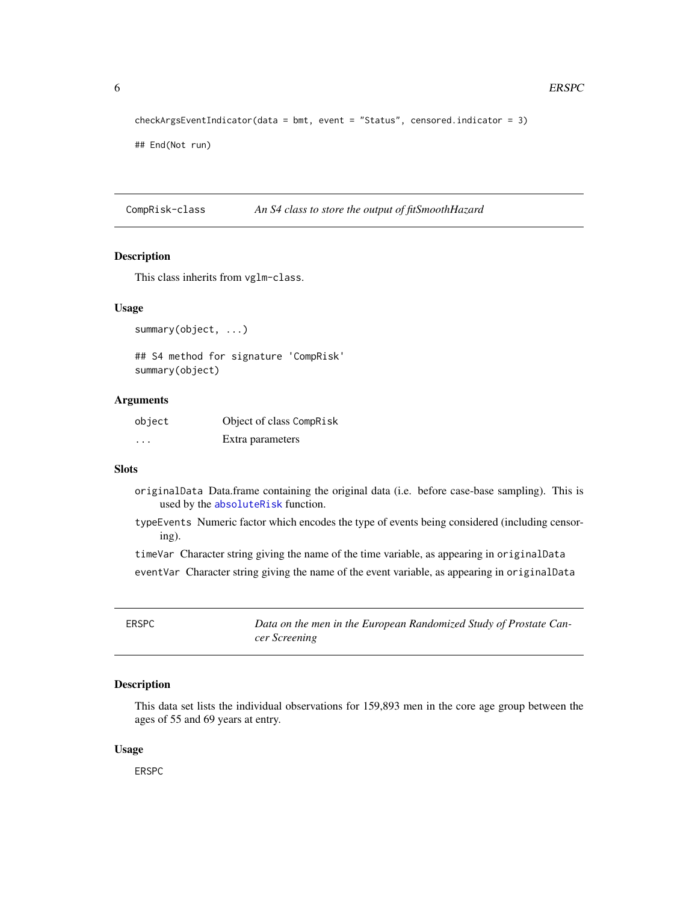```
checkArgsEventIndicator(data = bmt, event = "Status", censored.indicator = 3)

## End(Not run)
```

## CompRisk-class — *An S4 class to store the output of fitSmoothHazard*

### Description

This class inherits from `vglm-class`.

### Usage

```
summary(object, ...)

## S4 method for signature 'CompRisk'
summary(object)
```

### Arguments

| | |
|---|---|
| `object` | Object of class `CompRisk` |
| `...` | Extra parameters |

### Slots

- `originalData` Data.frame containing the original data (i.e. before case-base sampling). This is used by the `absoluteRisk` function.
- `typeEvents` Numeric factor which encodes the type of events being considered (including censoring).
- `timeVar` Character string giving the name of the time variable, as appearing in `originalData`
- `eventVar` Character string giving the name of the event variable, as appearing in `originalData`

## ERSPC — *Data on the men in the European Randomized Study of Prostate Cancer Screening*

### Description

This data set lists the individual observations for 159,893 men in the core age group between the ages of 55 and 69 years at entry.

### Usage

```
ERSPC
```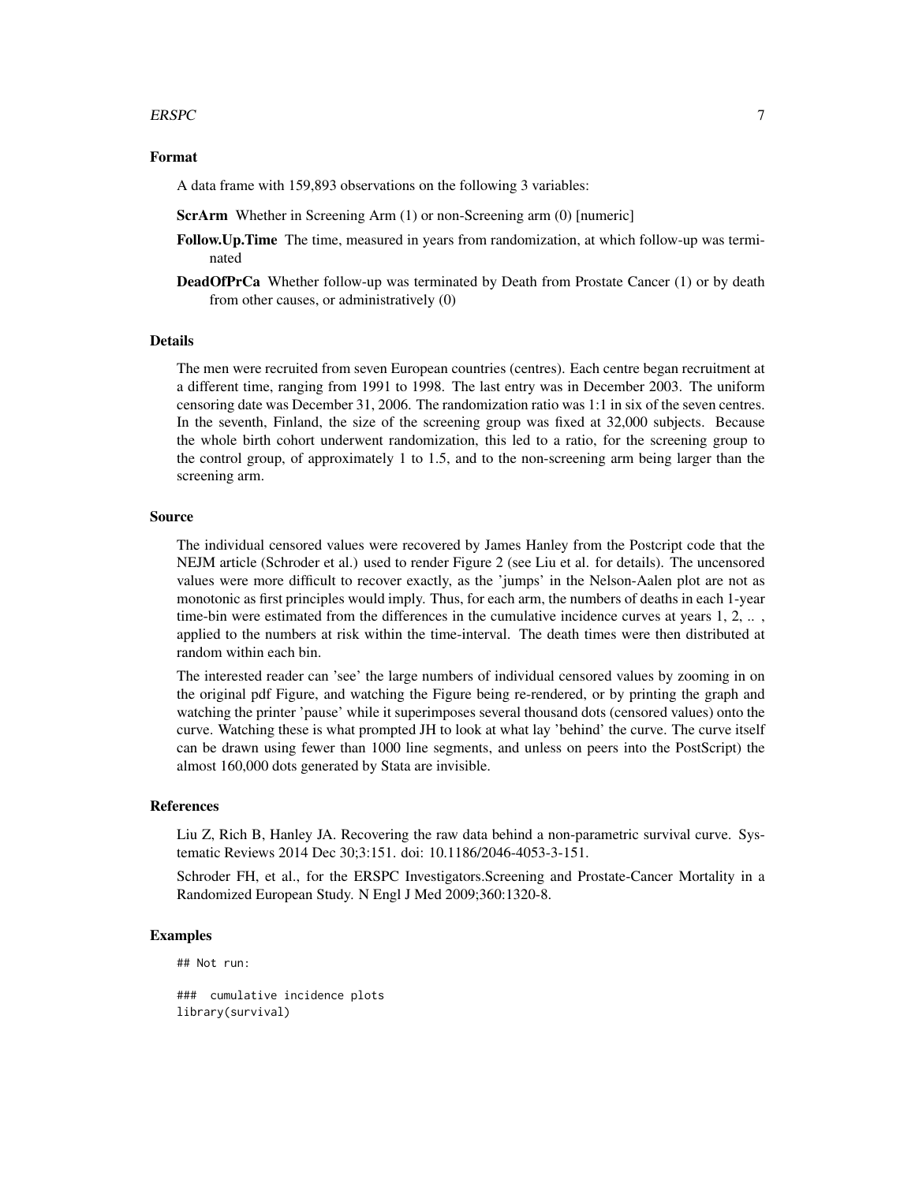### Format

A data frame with 159,893 observations on the following 3 variables:

**ScrArm** Whether in Screening Arm (1) or non-Screening arm (0) [numeric]

**Follow.Up.Time** The time, measured in years from randomization, at which follow-up was terminated

**DeadOfPrCa** Whether follow-up was terminated by Death from Prostate Cancer (1) or by death from other causes, or administratively (0)

### Details

The men were recruited from seven European countries (centres). Each centre began recruitment at a different time, ranging from 1991 to 1998. The last entry was in December 2003. The uniform censoring date was December 31, 2006. The randomization ratio was 1:1 in six of the seven centres. In the seventh, Finland, the size of the screening group was fixed at 32,000 subjects. Because the whole birth cohort underwent randomization, this led to a ratio, for the screening group to the control group, of approximately 1 to 1.5, and to the non-screening arm being larger than the screening arm.

### Source

The individual censored values were recovered by James Hanley from the Postcript code that the NEJM article (Schroder et al.) used to render Figure 2 (see Liu et al. for details). The uncensored values were more difficult to recover exactly, as the 'jumps' in the Nelson-Aalen plot are not as monotonic as first principles would imply. Thus, for each arm, the numbers of deaths in each 1-year time-bin were estimated from the differences in the cumulative incidence curves at years 1, 2, .. , applied to the numbers at risk within the time-interval. The death times were then distributed at random within each bin.

The interested reader can 'see' the large numbers of individual censored values by zooming in on the original pdf Figure, and watching the Figure being re-rendered, or by printing the graph and watching the printer 'pause' while it superimposes several thousand dots (censored values) onto the curve. Watching these is what prompted JH to look at what lay 'behind' the curve. The curve itself can be drawn using fewer than 1000 line segments, and unless on peers into the PostScript) the almost 160,000 dots generated by Stata are invisible.

### References

Liu Z, Rich B, Hanley JA. Recovering the raw data behind a non-parametric survival curve. Systematic Reviews 2014 Dec 30;3:151. doi: 10.1186/2046-4053-3-151.

Schroder FH, et al., for the ERSPC Investigators.Screening and Prostate-Cancer Mortality in a Randomized European Study. N Engl J Med 2009;360:1320-8.

### Examples

```
## Not run:

###  cumulative incidence plots
library(survival)
```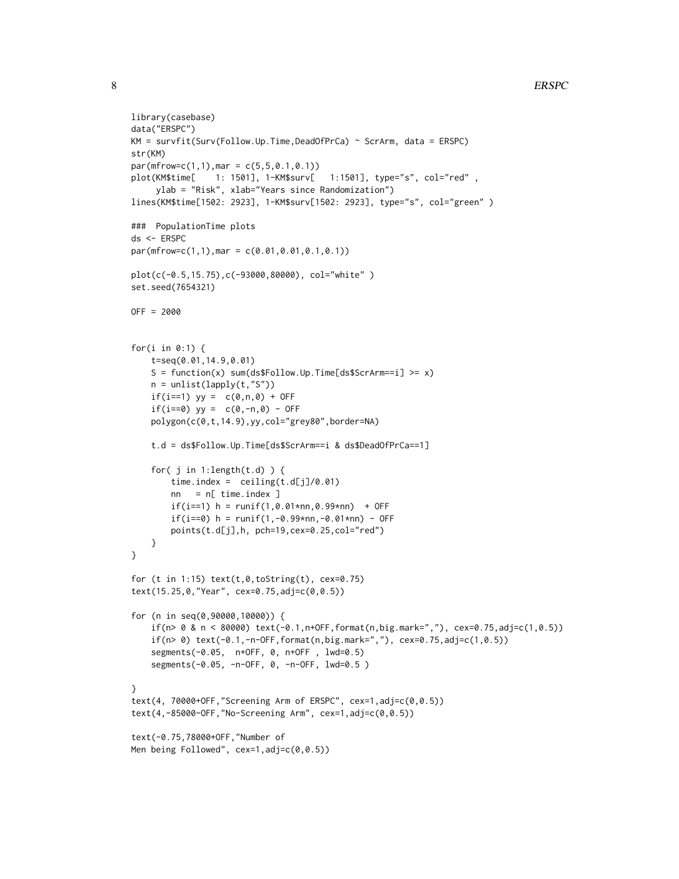```
library(casebase)
data("ERSPC")
KM = survfit(Surv(Follow.Up.Time,DeadOfPrCa) ~ ScrArm, data = ERSPC)
str(KM)
par(mfrow=c(1,1),mar = c(5,5,0.1,0.1))
plot(KM$time[    1: 1501], 1-KM$surv[   1:1501], type="s", col="red" ,
     ylab = "Risk", xlab="Years since Randomization")
lines(KM$time[1502: 2923], 1-KM$surv[1502: 2923], type="s", col="green" )

###  PopulationTime plots
ds <- ERSPC
par(mfrow=c(1,1),mar = c(0.01,0.01,0.1,0.1))

plot(c(-0.5,15.75),c(-93000,80000), col="white" )
set.seed(7654321)

OFF = 2000


for(i in 0:1) {
    t=seq(0.01,14.9,0.01)
    S = function(x) sum(ds$Follow.Up.Time[ds$ScrArm==i] >= x)
    n = unlist(lapply(t,"S"))
    if(i==1) yy =  c(0,n,0) + OFF
    if(i==0) yy =  c(0,-n,0) - OFF
    polygon(c(0,t,14.9),yy,col="grey80",border=NA)

    t.d = ds$Follow.Up.Time[ds$ScrArm==i & ds$DeadOfPrCa==1]

    for( j in 1:length(t.d) ) {
        time.index =  ceiling(t.d[j]/0.01)
        nn   = n[ time.index ]
        if(i==1) h = runif(1,0.01*nn,0.99*nn)  + OFF
        if(i==0) h = runif(1,-0.99*nn,-0.01*nn) - OFF
        points(t.d[j],h, pch=19,cex=0.25,col="red")
    }
}

for (t in 1:15) text(t,0,toString(t), cex=0.75)
text(15.25,0,"Year", cex=0.75,adj=c(0,0.5))

for (n in seq(0,90000,10000)) {
    if(n> 0 & n < 80000) text(-0.1,n+OFF,format(n,big.mark=","), cex=0.75,adj=c(1,0.5))
    if(n> 0) text(-0.1,-n-OFF,format(n,big.mark=","), cex=0.75,adj=c(1,0.5))
    segments(-0.05,  n+OFF, 0, n+OFF , lwd=0.5)
    segments(-0.05, -n-OFF, 0, -n-OFF, lwd=0.5 )

}
text(4, 70000+OFF,"Screening Arm of ERSPC", cex=1,adj=c(0,0.5))
text(4,-85000-OFF,"No-Screening Arm", cex=1,adj=c(0,0.5))

text(-0.75,78000+OFF,"Number of
Men being Followed", cex=1,adj=c(0,0.5))
```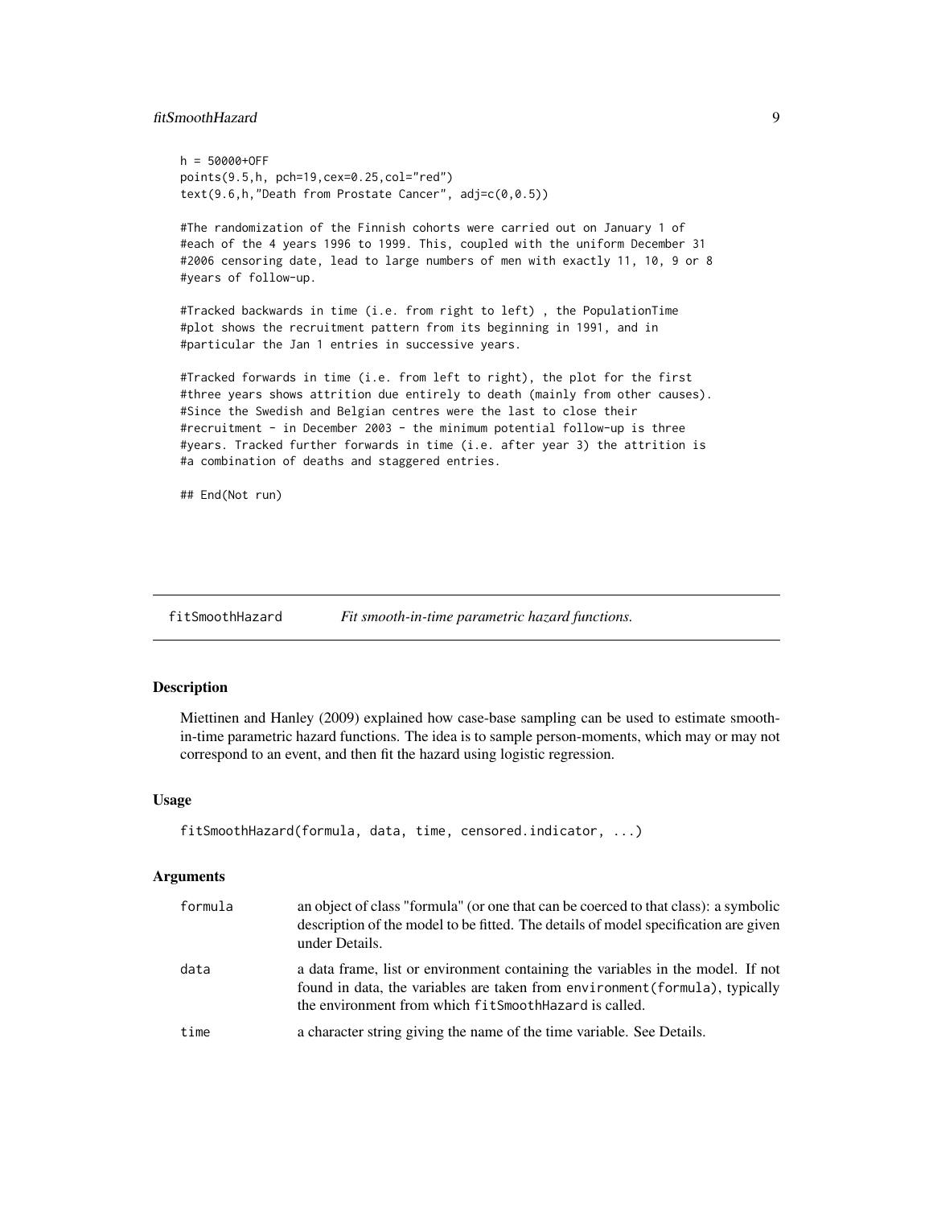```
h = 50000+OFF
points(9.5,h, pch=19,cex=0.25,col="red")
text(9.6,h,"Death from Prostate Cancer", adj=c(0,0.5))

#The randomization of the Finnish cohorts were carried out on January 1 of
#each of the 4 years 1996 to 1999. This, coupled with the uniform December 31
#2006 censoring date, lead to large numbers of men with exactly 11, 10, 9 or 8
#years of follow-up.

#Tracked backwards in time (i.e. from right to left) , the PopulationTime
#plot shows the recruitment pattern from its beginning in 1991, and in
#particular the Jan 1 entries in successive years.

#Tracked forwards in time (i.e. from left to right), the plot for the first
#three years shows attrition due entirely to death (mainly from other causes).
#Since the Swedish and Belgian centres were the last to close their
#recruitment - in December 2003 - the minimum potential follow-up is three
#years. Tracked further forwards in time (i.e. after year 3) the attrition is
#a combination of deaths and staggered entries.

## End(Not run)
```

## fitSmoothHazard — *Fit smooth-in-time parametric hazard functions.*

### Description

Miettinen and Hanley (2009) explained how case-base sampling can be used to estimate smooth-in-time parametric hazard functions. The idea is to sample person-moments, which may or may not correspond to an event, and then fit the hazard using logistic regression.

### Usage

```
fitSmoothHazard(formula, data, time, censored.indicator, ...)
```

### Arguments

| | |
|---|---|
| `formula` | an object of class "formula" (or one that can be coerced to that class): a symbolic description of the model to be fitted. The details of model specification are given under Details. |
| `data` | a data frame, list or environment containing the variables in the model. If not found in data, the variables are taken from `environment(formula)`, typically the environment from which `fitSmoothHazard` is called. |
| `time` | a character string giving the name of the time variable. See Details. |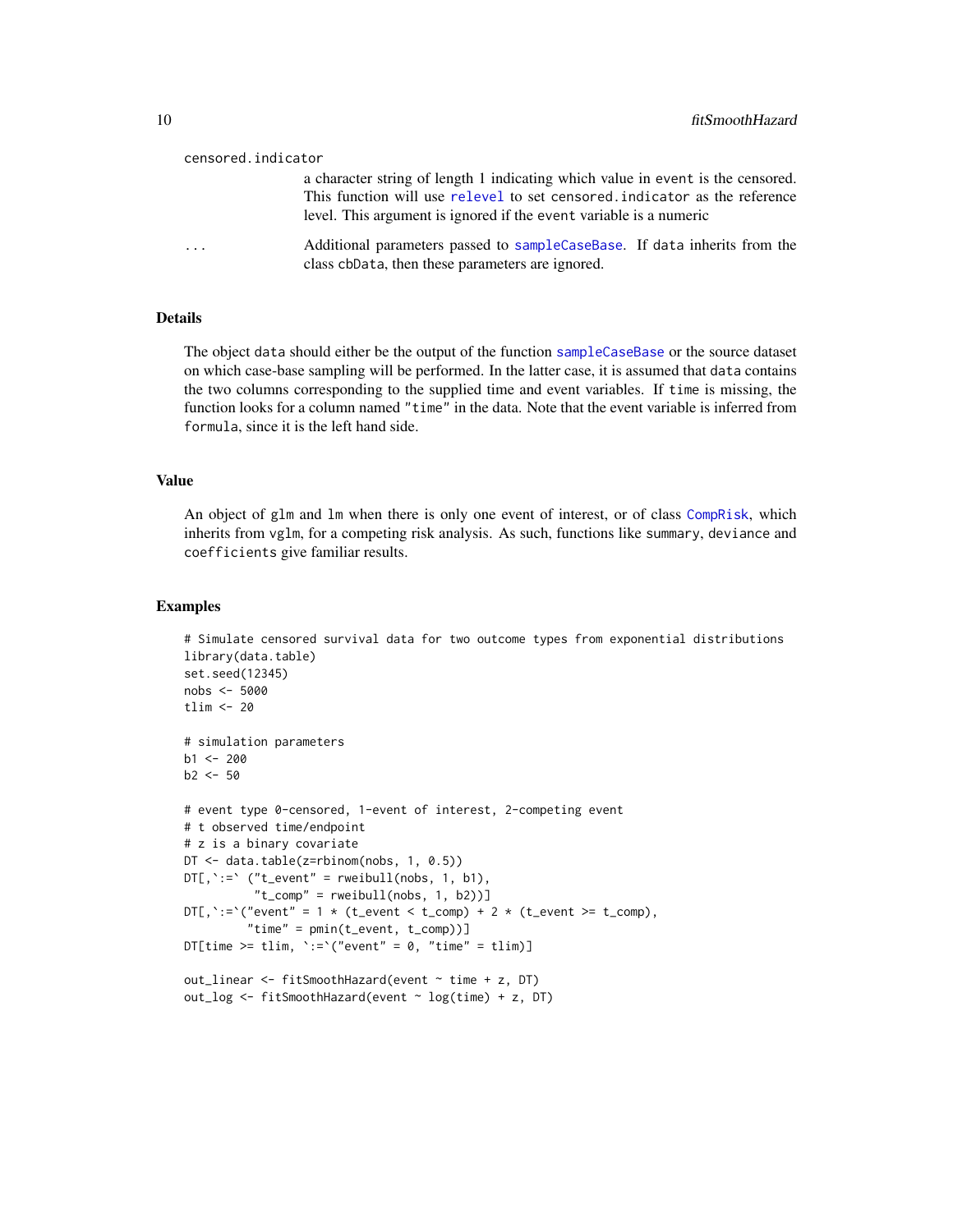censored.indicator

a character string of length 1 indicating which value in event is the censored. This function will use relevel to set censored.indicator as the reference level. This argument is ignored if the event variable is a numeric

...

Additional parameters passed to sampleCaseBase. If data inherits from the class cbData, then these parameters are ignored.

## Details

The object data should either be the output of the function sampleCaseBase or the source dataset on which case-base sampling will be performed. In the latter case, it is assumed that data contains the two columns corresponding to the supplied time and event variables. If time is missing, the function looks for a column named "time" in the data. Note that the event variable is inferred from formula, since it is the left hand side.

## Value

An object of glm and lm when there is only one event of interest, or of class CompRisk, which inherits from vglm, for a competing risk analysis. As such, functions like summary, deviance and coefficients give familiar results.

## Examples

```
# Simulate censored survival data for two outcome types from exponential distributions
library(data.table)
set.seed(12345)
nobs <- 5000
tlim <- 20

# simulation parameters
b1 <- 200
b2 <- 50

# event type 0-censored, 1-event of interest, 2-competing event
# t observed time/endpoint
# z is a binary covariate
DT <- data.table(z=rbinom(nobs, 1, 0.5))
DT[,`:=` ("t_event" = rweibull(nobs, 1, b1),
          "t_comp" = rweibull(nobs, 1, b2))]
DT[,`:=`("event" = 1 * (t_event < t_comp) + 2 * (t_event >= t_comp),
         "time" = pmin(t_event, t_comp))]
DT[time >= tlim, `:=`("event" = 0, "time" = tlim)]

out_linear <- fitSmoothHazard(event ~ time + z, DT)
out_log <- fitSmoothHazard(event ~ log(time) + z, DT)
```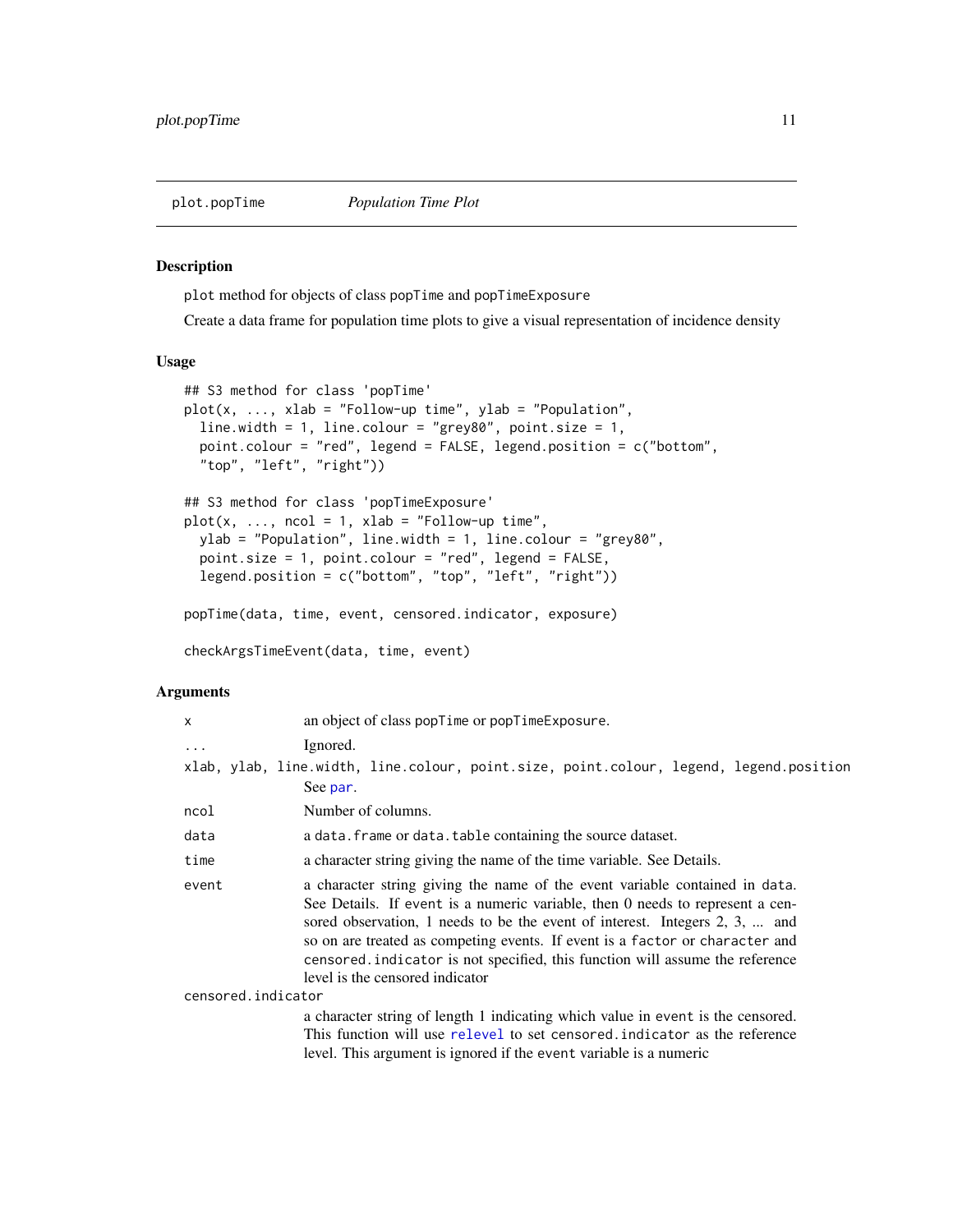plot.popTime *Population Time Plot*

## Description

`plot` method for objects of class `popTime` and `popTimeExposure`

Create a data frame for population time plots to give a visual representation of incidence density

## Usage

```
## S3 method for class 'popTime'
plot(x, ..., xlab = "Follow-up time", ylab = "Population",
  line.width = 1, line.colour = "grey80", point.size = 1,
  point.colour = "red", legend = FALSE, legend.position = c("bottom",
  "top", "left", "right"))

## S3 method for class 'popTimeExposure'
plot(x, ..., ncol = 1, xlab = "Follow-up time",
  ylab = "Population", line.width = 1, line.colour = "grey80",
  point.size = 1, point.colour = "red", legend = FALSE,
  legend.position = c("bottom", "top", "left", "right"))

popTime(data, time, event, censored.indicator, exposure)

checkArgsTimeEvent(data, time, event)
```

## Arguments

`x` an object of class `popTime` or `popTimeExposure`.

`...` Ignored.

`xlab, ylab, line.width, line.colour, point.size, point.colour, legend, legend.position`
See `par`.

`ncol` Number of columns.

`data` a `data.frame` or `data.table` containing the source dataset.

`time` a character string giving the name of the time variable. See Details.

`event` a character string giving the name of the event variable contained in `data`. See Details. If `event` is a numeric variable, then 0 needs to represent a censored observation, 1 needs to be the event of interest. Integers 2, 3, ... and so on are treated as competing events. If event is a `factor` or `character` and `censored.indicator` is not specified, this function will assume the reference level is the censored indicator

`censored.indicator`
a character string of length 1 indicating which value in `event` is the censored. This function will use `relevel` to set `censored.indicator` as the reference level. This argument is ignored if the `event` variable is a numeric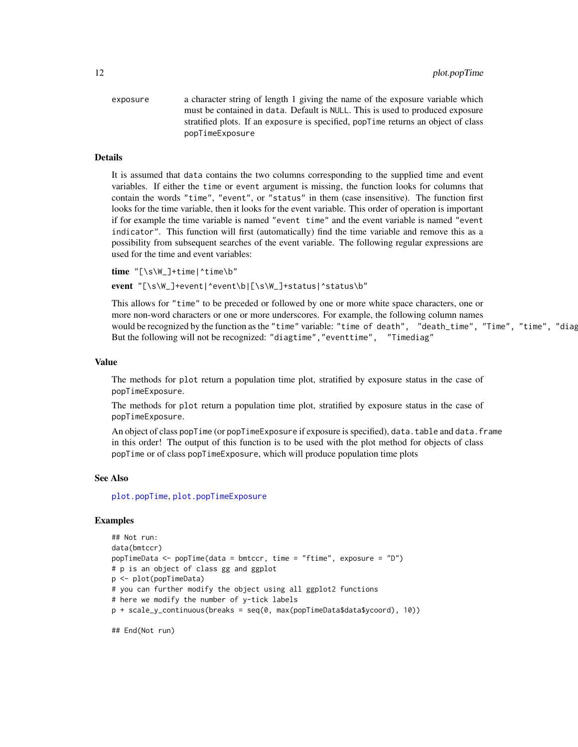exposure — a character string of length 1 giving the name of the exposure variable which must be contained in `data`. Default is `NULL`. This is used to produced exposure stratified plots. If an `exposure` is specified, `popTime` returns an object of class `popTimeExposure`

## Details

It is assumed that `data` contains the two columns corresponding to the supplied time and event variables. If either the `time` or `event` argument is missing, the function looks for columns that contain the words `"time"`, `"event"`, or `"status"` in them (case insensitive). The function first looks for the time variable, then it looks for the event variable. This order of operation is important if for example the time variable is named `"event time"` and the event variable is named `"event indicator"`. This function will first (automatically) find the time variable and remove this as a possibility from subsequent searches of the event variable. The following regular expressions are used for the time and event variables:

**time** `"[\s\W_]+time|^time\b"`

**event** `"[\s\W_]+event|^event\b|[\s\W_]+status|^status\b"`

This allows for `"time"` to be preceded or followed by one or more white space characters, one or more non-word characters or one or more underscores. For example, the following column names would be recognized by the function as the `"time"` variable: `"time of death"`, `"death_time"`, `"Time"`, `"time"`, `"diag`
But the following will not be recognized: `"diagtime"`,`"eventtime"`, `"Timediag"`

## Value

The methods for `plot` return a population time plot, stratified by exposure status in the case of `popTimeExposure`.

The methods for `plot` return a population time plot, stratified by exposure status in the case of `popTimeExposure`.

An object of class `popTime` (or `popTimeExposure` if exposure is specified), `data.table` and `data.frame` in this order! The output of this function is to be used with the plot method for objects of class `popTime` or of class `popTimeExposure`, which will produce population time plots

## See Also

`plot.popTime`, `plot.popTimeExposure`

## Examples

```
## Not run:
data(bmtccr)
popTimeData <- popTime(data = bmtccr, time = "ftime", exposure = "D")
# p is an object of class gg and ggplot
p <- plot(popTimeData)
# you can further modify the object using all ggplot2 functions
# here we modify the number of y-tick labels
p + scale_y_continuous(breaks = seq(0, max(popTimeData$data$ycoord), 10))

## End(Not run)
```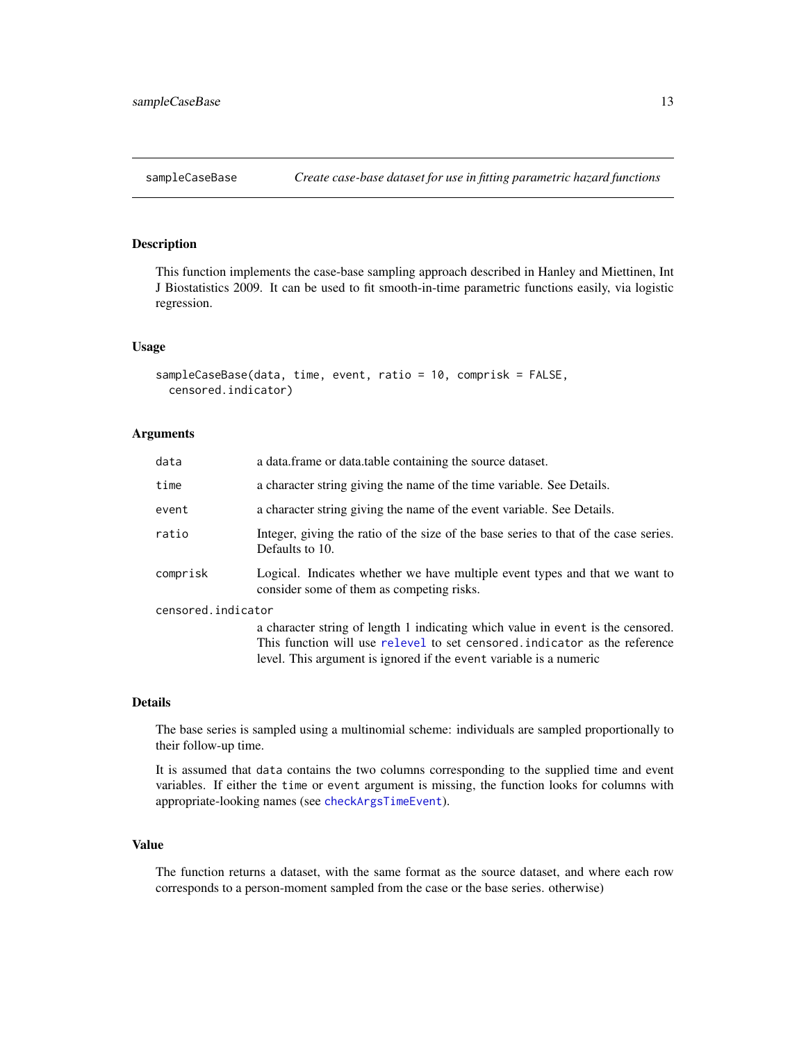# sampleCaseBase — *Create case-base dataset for use in fitting parametric hazard functions*

## Description

This function implements the case-base sampling approach described in Hanley and Miettinen, Int J Biostatistics 2009. It can be used to fit smooth-in-time parametric functions easily, via logistic regression.

## Usage

```
sampleCaseBase(data, time, event, ratio = 10, comprisk = FALSE,
  censored.indicator)
```

## Arguments

| | |
|---|---|
| `data` | a data.frame or data.table containing the source dataset. |
| `time` | a character string giving the name of the time variable. See Details. |
| `event` | a character string giving the name of the event variable. See Details. |
| `ratio` | Integer, giving the ratio of the size of the base series to that of the case series. Defaults to 10. |
| `comprisk` | Logical. Indicates whether we have multiple event types and that we want to consider some of them as competing risks. |
| `censored.indicator` | a character string of length 1 indicating which value in `event` is the censored. This function will use `relevel` to set `censored.indicator` as the reference level. This argument is ignored if the `event` variable is a numeric |

## Details

The base series is sampled using a multinomial scheme: individuals are sampled proportionally to their follow-up time.

It is assumed that `data` contains the two columns corresponding to the supplied time and event variables. If either the `time` or `event` argument is missing, the function looks for columns with appropriate-looking names (see `checkArgsTimeEvent`).

## Value

The function returns a dataset, with the same format as the source dataset, and where each row corresponds to a person-moment sampled from the case or the base series. otherwise)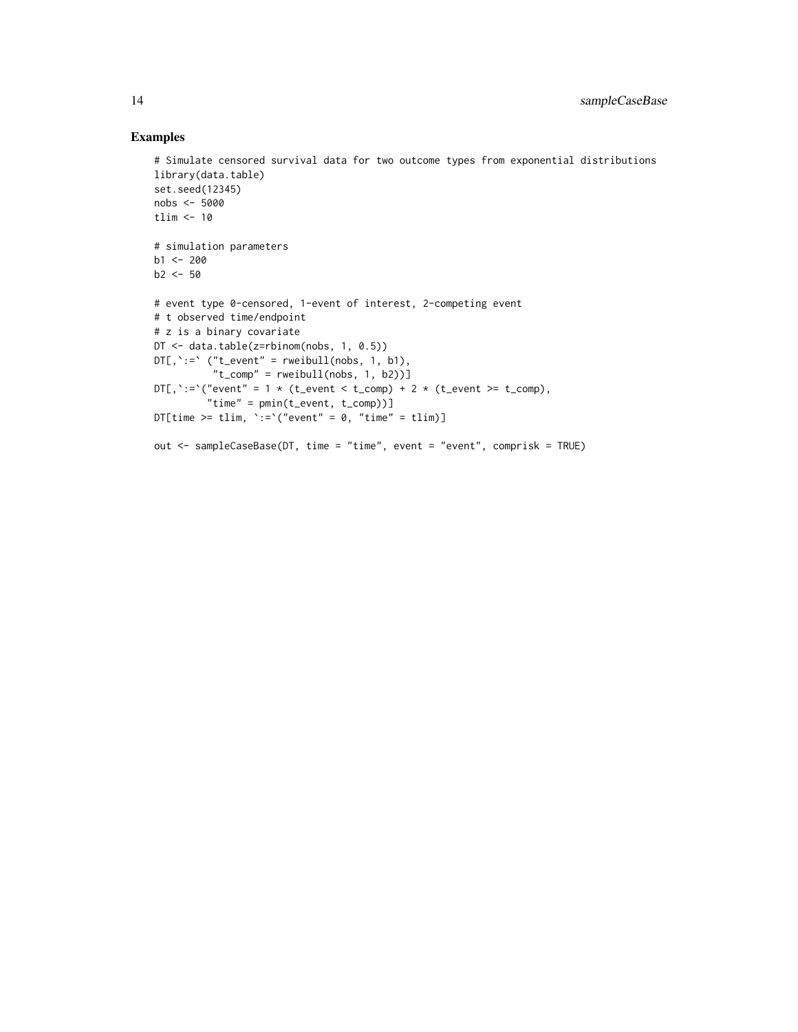## Examples

```
# Simulate censored survival data for two outcome types from exponential distributions
library(data.table)
set.seed(12345)
nobs <- 5000
tlim <- 10

# simulation parameters
b1 <- 200
b2 <- 50

# event type 0-censored, 1-event of interest, 2-competing event
# t observed time/endpoint
# z is a binary covariate
DT <- data.table(z=rbinom(nobs, 1, 0.5))
DT[,`:=` ("t_event" = rweibull(nobs, 1, b1),
          "t_comp" = rweibull(nobs, 1, b2))]
DT[,`:=`("event" = 1 * (t_event < t_comp) + 2 * (t_event >= t_comp),
         "time" = pmin(t_event, t_comp))]
DT[time >= tlim, `:=`("event" = 0, "time" = tlim)]

out <- sampleCaseBase(DT, time = "time", event = "event", comprisk = TRUE)
```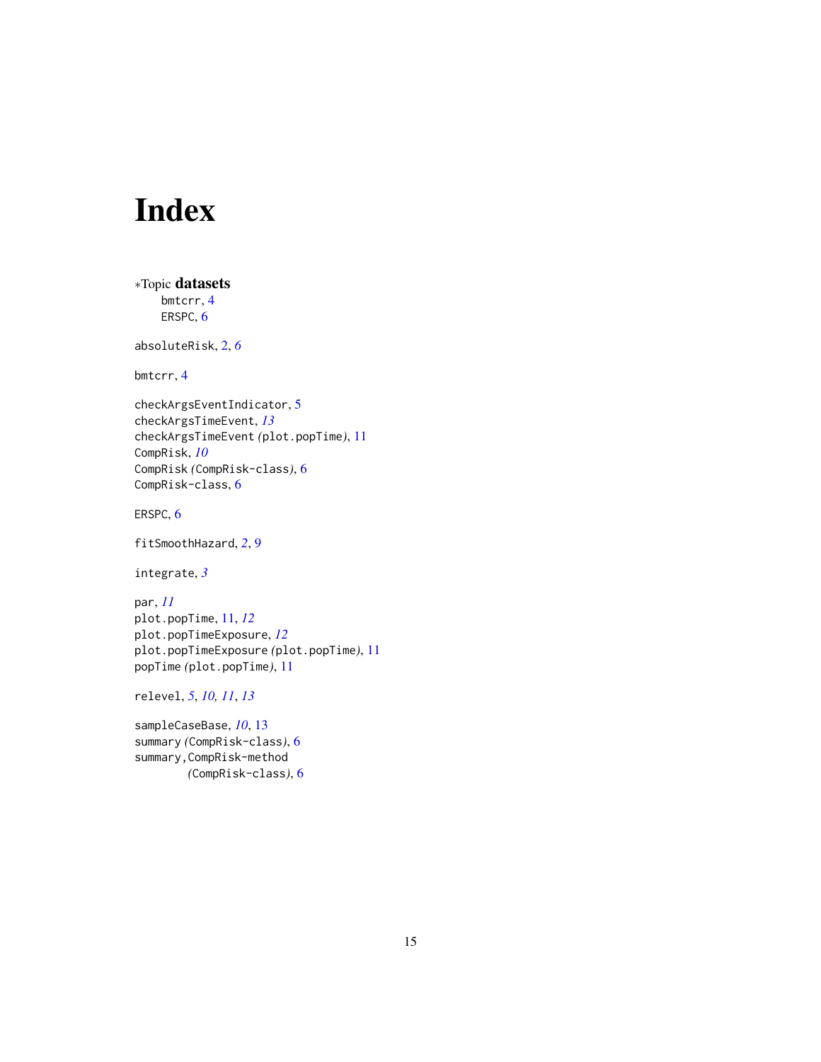# Index

*Topic **datasets**
- bmtcrr, 4
- ERSPC, 6

absoluteRisk, 2, *6*

bmtcrr, 4

checkArgsEventIndicator, 5
checkArgsTimeEvent, *13*
checkArgsTimeEvent *(*plot.popTime*)*, 11
CompRisk, *10*
CompRisk *(*CompRisk-class*)*, 6
CompRisk-class, 6

ERSPC, 6

fitSmoothHazard, *2*, 9

integrate, *3*

par, *11*
plot.popTime, 11, *12*
plot.popTimeExposure, *12*
plot.popTimeExposure *(*plot.popTime*)*, 11
popTime *(*plot.popTime*)*, 11

relevel, *5*, *10*, *11*, *13*

sampleCaseBase, *10*, 13
summary *(*CompRisk-class*)*, 6
summary,CompRisk-method *(*CompRisk-class*)*, 6